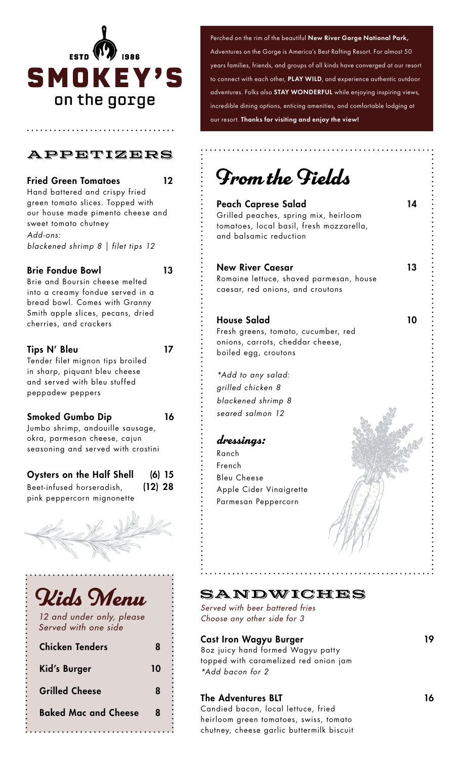ESTD 1986

# SMOKEY'S
on the gorge

## APPETIZERS

**Fried Green Tomatoes** 12
Hand battered and crispy fried green tomato slices. Topped with our house made pimento cheese and sweet tomato chutney
*Add-ons:*
*blackened shrimp 8 | filet tips 12*

**Brie Fondue Bowl** 13
Brie and Boursin cheese melted into a creamy fondue served in a bread bowl. Comes with Granny Smith apple slices, pecans, dried cherries, and crackers

**Tips N' Bleu** 17
Tender filet mignon tips broiled in sharp, piquant bleu cheese and served with bleu stuffed peppadew peppers

**Smoked Gumbo Dip** 16
Jumbo shrimp, andouille sausage, okra, parmesan cheese, cajun seasoning and served with crostini

**Oysters on the Half Shell** (6) 15 (12) 28
Beet-infused horseradish, pink peppercorn mignonette

## Kids Menu

*12 and under only, please*
*Served with one side*

| | |
|---|---|
| Chicken Tenders | 8 |
| Kid's Burger | 10 |
| Grilled Cheese | 8 |
| Baked Mac and Cheese | 8 |

Perched on the rim of the beautiful **New River Gorge National Park,** Adventures on the Gorge is America's Best Rafting Resort. For almost 50 years families, friends, and groups of all kinds have converged at our resort to connect with each other, **PLAY WILD**, and experience authentic outdoor adventures. Folks also **STAY WONDERFUL** while enjoying inspiring views, incredible dining options, enticing amenities, and comfortable lodging at our resort. **Thanks for visiting and enjoy the view!**

## From the Fields

**Peach Caprese Salad** 14
Grilled peaches, spring mix, heirloom tomatoes, local basil, fresh mozzarella, and balsamic reduction

**New River Caesar** 13
Romaine lettuce, shaved parmesan, house caesar, red onions, and croutons

**House Salad** 10
Fresh greens, tomato, cucumber, red onions, carrots, cheddar cheese, boiled egg, croutons

*\*Add to any salad:*
*grilled chicken 8*
*blackened shrimp 8*
*seared salmon 12*

### dressings:

Ranch
French
Bleu Cheese
Apple Cider Vinaigrette
Parmesan Peppercorn

## SANDWICHES

*Served with beer battered fries*
*Choose any other side for 3*

**Cast Iron Wagyu Burger** 19
8oz juicy hand formed Wagyu patty topped with caramelized red onion jam
*\*Add bacon for 2*

**The Adventures BLT** 16
Candied bacon, local lettuce, fried heirloom green tomatoes, swiss, tomato chutney, cheese garlic buttermilk biscuit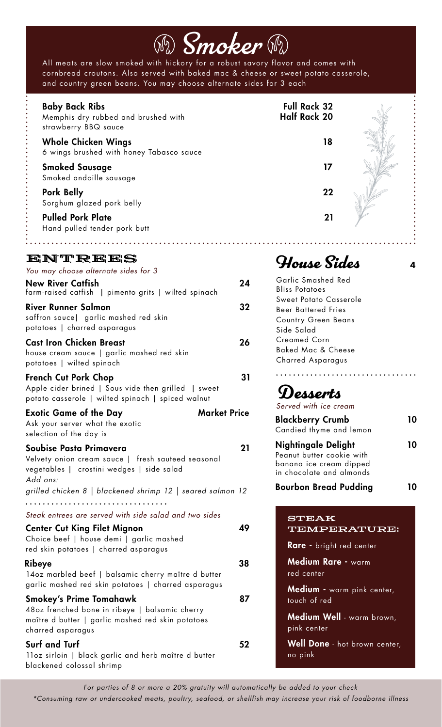# Smoker

All meats are slow smoked with hickory for a robust savory flavor and comes with cornbread croutons. Also served with baked mac & cheese or sweet potato casserole, and country green beans. You may choose alternate sides for 3 each

**Baby Back Ribs** — Full Rack 32 / Half Rack 20
Memphis dry rubbed and brushed with strawberry BBQ sauce

**Whole Chicken Wings** — 18
6 wings brushed with honey Tabasco sauce

**Smoked Sausage** — 17
Smoked andoille sausage

**Pork Belly** — 22
Sorghum glazed pork belly

**Pulled Pork Plate** — 21
Hand pulled tender pork butt

## ENTREES

*You may choose alternate sides for 3*

**New River Catfish** — 24
farm-raised catfish | pimento grits | wilted spinach

**River Runner Salmon** — 32
saffron sauce| garlic mashed red skin potatoes | charred asparagus

**Cast Iron Chicken Breast** — 26
house cream sauce | garlic mashed red skin potatoes | wilted spinach

**French Cut Pork Chop** — 31
Apple cider brined | Sous vide then grilled | sweet potato casserole | wilted spinach | spiced walnut

**Exotic Game of the Day** — Market Price
Ask your server what the exotic selection of the day is

**Soubise Pasta Primavera** — 21
Velvety onion cream sauce | fresh sauteed seasonal vegetables | crostini wedges | side salad
*Add ons:*
*grilled chicken 8 | blackened shrimp 12 | seared salmon 12*

*Steak entrees are served with side salad and two sides*

**Center Cut King Filet Mignon** — 49
Choice beef | house demi | garlic mashed red skin potatoes | charred asparagus

**Ribeye** — 38
14oz marbled beef | balsamic cherry maître d butter garlic mashed red skin potatoes | charred asparagus

**Smokey's Prime Tomahawk** — 87
48oz frenched bone in ribeye | balsamic cherry maître d butter | garlic mashed red skin potatoes charred asparagus

**Surf and Turf** — 52
11oz sirloin | black garlic and herb maître d butter blackened colossal shrimp

## House Sides — 4

- Garlic Smashed Red Bliss Potatoes
- Sweet Potato Casserole
- Beer Battered Fries
- Country Green Beans
- Side Salad
- Creamed Corn
- Baked Mac & Cheese
- Charred Asparagus

## Desserts

*Served with ice cream*

**Blackberry Crumb** — 10
Candied thyme and lemon

**Nightingale Delight** — 10
Peanut butter cookie with banana ice cream dipped in chocolate and almonds

**Bourbon Bread Pudding** — 10

### STEAK TEMPERATURE:

**Rare** - bright red center

**Medium Rare** - warm red center

**Medium** - warm pink center, touch of red

**Medium Well** - warm brown, pink center

**Well Done** - hot brown center, no pink

*For parties of 8 or more a 20% gratuity will automatically be added to your check*

*\*Consuming raw or undercooked meats, poultry, seafood, or shellfish may increase your risk of foodborne illness*